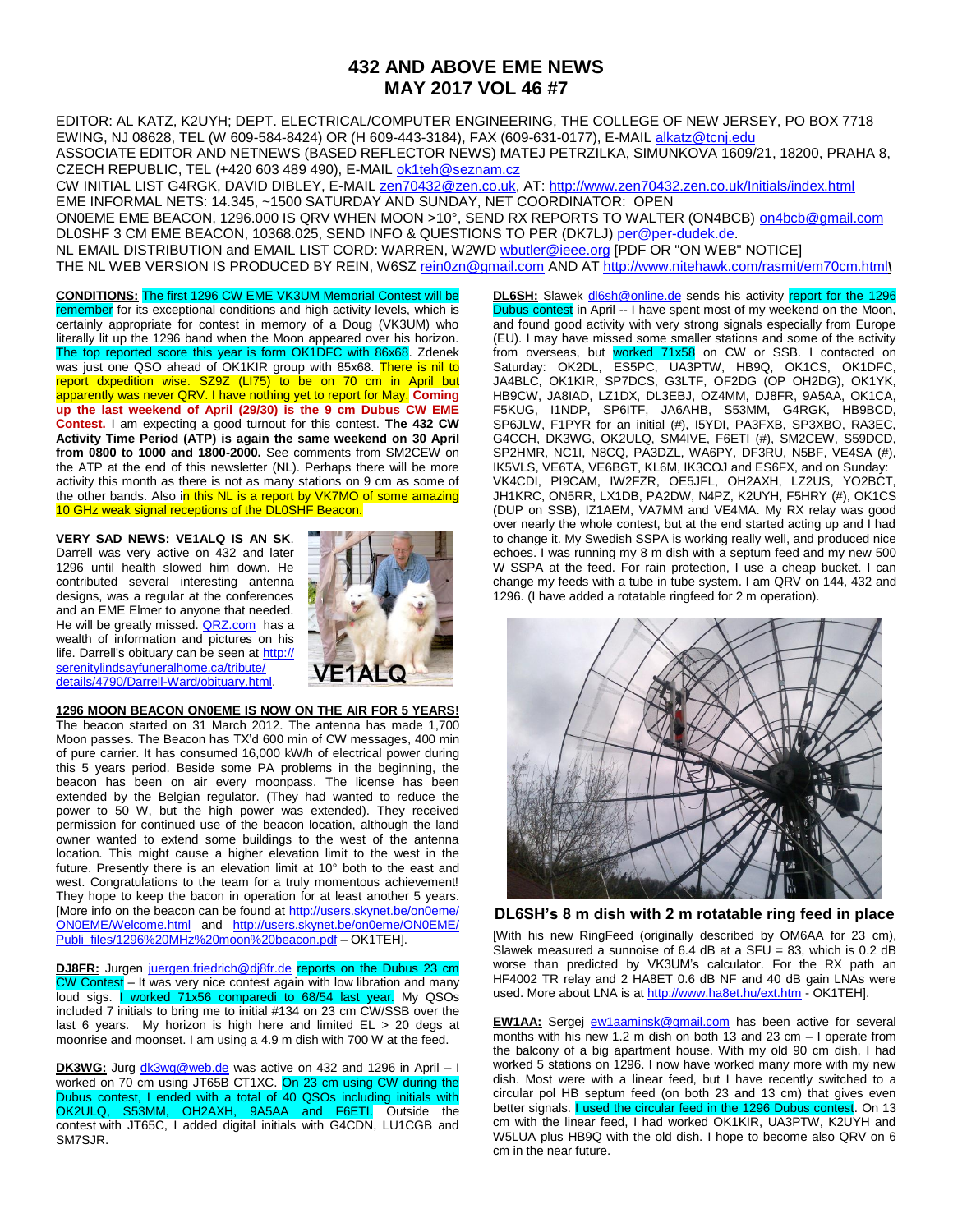# 432 AND ABOVE EME NEWS
# MAY 2017 VOL 46 #7

EDITOR: AL KATZ, K2UYH; DEPT. ELECTRICAL/COMPUTER ENGINEERING, THE COLLEGE OF NEW JERSEY, PO BOX 7718 EWING, NJ 08628, TEL (W 609-584-8424) OR (H 609-443-3184), FAX (609-631-0177), E-MAIL alkatz@tcnj.edu
ASSOCIATE EDITOR AND NETNEWS (BASED REFLECTOR NEWS) MATEJ PETRZILKA, SIMUNKOVA 1609/21, 18200, PRAHA 8, CZECH REPUBLIC, TEL (+420 603 489 490), E-MAIL ok1teh@seznam.cz
CW INITIAL LIST G4RGK, DAVID DIBLEY, E-MAIL zen70432@zen.co.uk, AT: http://www.zen70432.zen.co.uk/Initials/index.html
EME INFORMAL NETS: 14.345, ~1500 SATURDAY AND SUNDAY, NET COORDINATOR: OPEN
ON0EME EME BEACON, 1296.000 IS QRV WHEN MOON >10°, SEND RX REPORTS TO WALTER (ON4BCB) on4bcb@gmail.com
DL0SHF 3 CM EME BEACON, 10368.025, SEND INFO & QUESTIONS TO PER (DK7LJ) per@per-dudek.de.
NL EMAIL DISTRIBUTION and EMAIL LIST CORD: WARREN, W2WD wbutler@ieee.org [PDF OR "ON WEB" NOTICE]
THE NL WEB VERSION IS PRODUCED BY REIN, W6SZ rein0zn@gmail.com AND AT http://www.nitehawk.com/rasmit/em70cm.html\

**CONDITIONS:** The first 1296 CW EME VK3UM Memorial Contest will be remember for its exceptional conditions and high activity levels, which is certainly appropriate for contest in memory of a Doug (VK3UM) who literally lit up the 1296 band when the Moon appeared over his horizon. The top reported score this year is form OK1DFC with 86x68. Zdenek was just one QSO ahead of OK1KIR group with 85x68. There is nil to report dxpedition wise. SZ9Z (LI75) to be on 70 cm in April but apparently was never QRV. I have nothing yet to report for May. **Coming up the last weekend of April (29/30) is the 9 cm Dubus CW EME Contest.** I am expecting a good turnout for this contest. **The 432 CW Activity Time Period (ATP) is again the same weekend on 30 April from 0800 to 1000 and 1800-2000.** See comments from SM2CEW on the ATP at the end of this newsletter (NL). Perhaps there will be more activity this month as there is not as many stations on 9 cm as some of the other bands. Also in this NL is a report by VK7MO of some amazing 10 GHz weak signal receptions of the DL0SHF Beacon.

**VERY SAD NEWS: VE1ALQ IS AN SK.** Darrell was very active on 432 and later 1296 until health slowed him down. He contributed several interesting antenna designs, was a regular at the conferences and an EME Elmer to anyone that needed. He will be greatly missed. QRZ.com has a wealth of information and pictures on his life. Darrell's obituary can be seen at http://serenitylindsayfuneralhome.ca/tribute/details/4790/Darrell-Ward/obituary.html.

VE1ALQ

**1296 MOON BEACON ON0EME IS NOW ON THE AIR FOR 5 YEARS!** The beacon started on 31 March 2012. The antenna has made 1,700 Moon passes. The Beacon has TX'd 600 min of CW messages, 400 min of pure carrier. It has consumed 16,000 kW/h of electrical power during this 5 years period. Beside some PA problems in the beginning, the beacon has been on air every moonpass. The license has been extended by the Belgian regulator. (They had wanted to reduce the power to 50 W, but the high power was extended). They received permission for continued use of the beacon location, although the land owner wanted to extend some buildings to the west of the antenna location. This might cause a higher elevation limit to the west in the future. Presently there is an elevation limit at 10° both to the east and west. Congratulations to the team for a truly momentous achievement! They hope to keep the bacon in operation for at least another 5 years. [More info on the beacon can be found at http://users.skynet.be/on0eme/ON0EME/Welcome.html and http://users.skynet.be/on0eme/ON0EME/Publi_files/1296%20MHz%20moon%20beacon.pdf – OK1TEH].

**DJ8FR:** Jurgen juergen.friedrich@dj8fr.de reports on the Dubus 23 cm CW Contest – It was very nice contest again with low libration and many loud sigs. I worked 71x56 comparedi to 68/54 last year. My QSOs included 7 initials to bring me to initial #134 on 23 cm CW/SSB over the last 6 years. My horizon is high here and limited EL > 20 degs at moonrise and moonset. I am using a 4.9 m dish with 700 W at the feed.

**DK3WG:** Jurg dk3wg@web.de was active on 432 and 1296 in April – I worked on 70 cm using JT65B CT1XC. On 23 cm using CW during the Dubus contest, I ended with a total of 40 QSOs including initials with OK2ULQ, S53MM, OH2AXH, 9A5AA and F6ETI. Outside the contest with JT65C, I added digital initials with G4CDN, LU1CGB and SM7SJR.

**DL6SH:** Slawek dl6sh@online.de sends his activity report for the 1296 Dubus contest in April -- I have spent most of my weekend on the Moon, and found good activity with very strong signals especially from Europe (EU). I may have missed some smaller stations and some of the activity from overseas, but worked 71x58 on CW or SSB. I contacted on Saturday: OK2DL, ES5PC, UA3PTW, HB9Q, OK1CS, OK1DFC, JA4BLC, OK1KIR, SP7DCS, G3LTF, OF2DG (OP OH2DG), OK1YK, HB9CW, JA8IAD, LZ1DX, DL3EBJ, OZ4MM, DJ8FR, 9A5AA, OK1CA, F5KUG, I1NDP, SP6ITF, JA6AHB, S53MM, G4RGK, HB9BCD, SP6JLW, F1PYR for an initial (#), I5YDI, PA3FXB, SP3XBO, RA3EC, G4CCH, DK3WG, OK2ULQ, SM4IVE, F6ETI (#), SM2CEW, S59DCD, SP2HMR, NC1I, N8CQ, PA3DZL, WA6PY, DF3RU, N5BF, VE4SA (#), IK5VLS, VE6TA, VE6BGT, KL6M, IK3COJ and ES6FX, and on Sunday: VK4CDI, PI9CAM, IW2FZR, OE5JFL, OH2AXH, LZ2US, YO2BCT, JH1KRC, ON5RR, LX1DB, PA2DW, N4PZ, K2UYH, F5HRY (#), OK1CS (DUP on SSB), IZ1AEM, VA7MM and VE4MA. My RX relay was good over nearly the whole contest, but at the end started acting up and I had to change it. My Swedish SSPA is working really well, and produced nice echoes. I was running my 8 m dish with a septum feed and my new 500 W SSPA at the feed. For rain protection, I use a cheap bucket. I can change my feeds with a tube in tube system. I am QRV on 144, 432 and 1296. (I have added a rotatable ringfeed for 2 m operation).

**DL6SH's 8 m dish with 2 m rotatable ring feed in place**

[With his new RingFeed (originally described by OM6AA for 23 cm), Slawek measured a sunnoise of 6.4 dB at a SFU = 83, which is 0.2 dB worse than predicted by VK3UM's calculator. For the RX path an HF4002 TR relay and 2 HA8ET 0.6 dB NF and 40 dB gain LNAs were used. More about LNA is at http://www.ha8et.hu/ext.htm - OK1TEH].

**EW1AA:** Sergej ew1aaminsk@gmail.com has been active for several months with his new 1.2 m dish on both 13 and 23 cm – I operate from the balcony of a big apartment house. With my old 90 cm dish, I had worked 5 stations on 1296. I now have worked many more with my new dish. Most were with a linear feed, but I have recently switched to a circular pol HB septum feed (on both 23 and 13 cm) that gives even better signals. I used the circular feed in the 1296 Dubus contest. On 13 cm with the linear feed, I had worked OK1KIR, UA3PTW, K2UYH and W5LUA plus HB9Q with the old dish. I hope to become also QRV on 6 cm in the near future.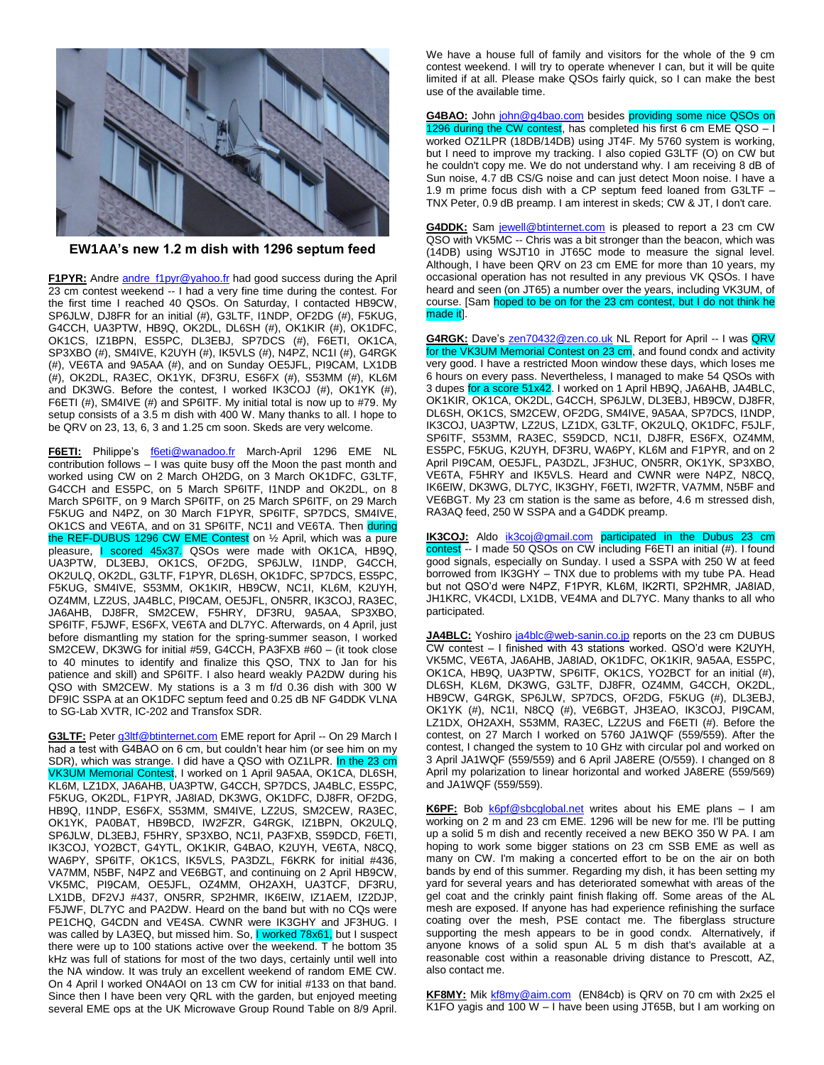**EW1AA's new 1.2 m dish with 1296 septum feed**

**F1PYR:** Andre andre_f1pyr@yahoo.fr had good success during the April 23 cm contest weekend -- I had a very fine time during the contest. For the first time I reached 40 QSOs. On Saturday, I contacted HB9CW, SP6JLW, DJ8FR for an initial (#), G3LTF, I1NDP, OF2DG (#), F5KUG, G4CCH, UA3PTW, HB9Q, OK2DL, DL6SH (#), OK1KIR (#), OK1DFC, OK1CS, IZ1BPN, ES5PC, DL3EBJ, SP7DCS (#), F6ETI, OK1CA, SP3XBO (#), SM4IVE, K2UYH (#), IK5VLS (#), N4PZ, NC1I (#), G4RGK (#), VE6TA and 9A5AA (#), and on Sunday OE5JFL, PI9CAM, LX1DB (#), OK2DL, RA3EC, OK1YK, DF3RU, ES6FX (#), S53MM (#), KL6M and DK3WG. Before the contest, I worked IK3COJ (#), OK1YK (#), F6ETI (#), SM4IVE (#) and SP6ITF. My initial total is now up to #79. My setup consists of a 3.5 m dish with 400 W. Many thanks to all. I hope to be QRV on 23, 13, 6, 3 and 1.25 cm soon. Skeds are very welcome.

**F6ETI:** Philippe's f6eti@wanadoo.fr March-April 1296 EME NL contribution follows – I was quite busy off the Moon the past month and worked using CW on 2 March OH2DG, on 3 March OK1DFC, G3LTF, G4CCH and ES5PC, on 5 March SP6ITF, I1NDP and OK2DL, on 8 March SP6ITF, on 25 March SP6ITF, on 29 March F5KUG and N4PZ, on 30 March F1PYR, SP6ITF, SP7DCS, SM4IVE, OK1CS and VE6TA, and on 31 SP6ITF, NC1I and VE6TA. Then during the REF-DUBUS 1296 CW EME Contest on ½ April, which was a pure pleasure, I scored 45x37. QSOs were made with OK1CA, HB9Q, UA3PTW, DL3EBJ, OK1CS, OF2DG, SP6JLW, I1NDP, G4CCH, OK2ULQ, OK2DL, G3LTF, F1PYR, DL6SH, OK1DFC, SP7DCS, ES5PC, F5KUG, SM4IVE, S53MM, OK1KIR, HB9CW, NC1I, KL6M, K2UYH, OZ4MM, LZ2US, JA4BLC, PI9CAM, OE5JFL, ON5RR, IK3COJ, RA3EC, JA6AHB, DJ8FR, SM2CEW, F5HRY, DF3RU, 9A5AA, SP3XBO, SP6ITF, F5JWF, ES6FX, VE6TA and DL7YC. Afterwards, on 4 April, just before dismantling my station for the spring-summer season, I worked SM2CEW, DK3WG for initial #59, G4CCH, PA3FXB #60 – (it took close to 40 minutes to identify and finalize this QSO, TNX to Jan for his patience and skill) and SP6ITF. I also heard weakly PA2DW during his QSO with SM2CEW. My stations is a 3 m f/d 0.36 dish with 300 W DF9IC SSPA at an OK1DFC septum feed and 0.25 dB NF G4DDK VLNA to SG-Lab XVTR, IC-202 and Transfox SDR.

**G3LTF:** Peter g3ltf@btinternet.com EME report for April -- On 29 March I had a test with G4BAO on 6 cm, but couldn't hear him (or see him on my SDR), which was strange. I did have a QSO with OZ1LPR. In the 23 cm VK3UM Memorial Contest, I worked on 1 April 9A5AA, OK1CA, DL6SH, KL6M, LZ1DX, JA6AHB, UA3PTW, G4CCH, SP7DCS, JA4BLC, ES5PC, F5KUG, OK2DL, F1PYR, JA8IAD, DK3WG, OK1DFC, DJ8FR, OF2DG, HB9Q, I1NDP, ES6FX, S53MM, SM4IVE, LZ2US, SM2CEW, RA3EC, OK1YK, PA0BAT, HB9BCD, IW2FZR, G4RGK, IZ1BPN, OK2ULQ, SP6JLW, DL3EBJ, F5HRY, SP3XBO, NC1I, PA3FXB, S59DCD, F6ETI, IK3COJ, YO2BCT, G4YTL, OK1KIR, G4BAO, K2UYH, VE6TA, N8CQ, WA6PY, SP6ITF, OK1CS, IK5VLS, PA3DZL, F6KRK for initial #436, VA7MM, N5BF, N4PZ and VE6BGT, and continuing on 2 April HB9CW, VK5MC, PI9CAM, OE5JFL, OZ4MM, OH2AXH, UA3TCF, DF3RU, LX1DB, DF2VJ #437, ON5RR, SP2HMR, IK6EIW, IZ1AEM, IZ2DJP, F5JWF, DL7YC and PA2DW. Heard on the band but with no CQs were PE1CHQ, G4CDN and VE4SA. CWNR were IK3GHY and JF3HUG. I was called by LA3EQ, but missed him. So, I worked 78x61, but I suspect there were up to 100 stations active over the weekend. T he bottom 35 kHz was full of stations for most of the two days, certainly until well into the NA window. It was truly an excellent weekend of random EME CW. On 4 April I worked ON4AOI on 13 cm CW for initial #133 on that band. Since then I have been very QRL with the garden, but enjoyed meeting several EME ops at the UK Microwave Group Round Table on 8/9 April. We have a house full of family and visitors for the whole of the 9 cm contest weekend. I will try to operate whenever I can, but it will be quite limited if at all. Please make QSOs fairly quick, so I can make the best use of the available time.

**G4BAO:** John john@g4bao.com besides providing some nice QSOs on 1296 during the CW contest, has completed his first 6 cm EME QSO – I worked OZ1LPR (18DB/14DB) using JT4F. My 5760 system is working, but I need to improve my tracking. I also copied G3LTF (O) on CW but he couldn't copy me. We do not understand why. I am receiving 8 dB of Sun noise, 4.7 dB CS/G noise and can just detect Moon noise. I have a 1.9 m prime focus dish with a CP septum feed loaned from G3LTF – TNX Peter, 0.9 dB preamp. I am interest in skeds; CW & JT, I don't care.

**G4DDK:** Sam jewell@btinternet.com is pleased to report a 23 cm CW QSO with VK5MC -- Chris was a bit stronger than the beacon, which was (14DB) using WSJT10 in JT65C mode to measure the signal level. Although, I have been QRV on 23 cm EME for more than 10 years, my occasional operation has not resulted in any previous VK QSOs. I have heard and seen (on JT65) a number over the years, including VK3UM, of course. [Sam hoped to be on for the 23 cm contest, but I do not think he made it].

**G4RGK:** Dave's zen70432@zen.co.uk NL Report for April -- I was QRV for the VK3UM Memorial Contest on 23 cm, and found condx and activity very good. I have a restricted Moon window these days, which loses me 6 hours on every pass. Nevertheless, I managed to make 54 QSOs with 3 dupes for a score 51x42. I worked on 1 April HB9Q, JA6AHB, JA4BLC, OK1KIR, OK1CA, OK2DL, G4CCH, SP6JLW, DL3EBJ, HB9CW, DJ8FR, DL6SH, OK1CS, SM2CEW, OF2DG, SM4IVE, 9A5AA, SP7DCS, I1NDP, IK3COJ, UA3PTW, LZ2US, LZ1DX, G3LTF, OK2ULQ, OK1DFC, F5JLF, SP6ITF, S53MM, RA3EC, S59DCD, NC1I, DJ8FR, ES6FX, OZ4MM, ES5PC, F5KUG, K2UYH, DF3RU, WA6PY, KL6M and F1PYR, and on 2 April PI9CAM, OE5JFL, PA3DZL, JF3HUC, ON5RR, OK1YK, SP3XBO, VE6TA, F5HRY and IK5VLS. Heard and CWNR were N4PZ, N8CQ, IK6EIW, DK3WG, DL7YC, IK3GHY, F6ETI, IW2FTR, VA7MM, N5BF and VE6BGT. My 23 cm station is the same as before, 4.6 m stressed dish, RA3AQ feed, 250 W SSPA and a G4DDK preamp.

**IK3COJ:** Aldo ik3coj@gmail.com participated in the Dubus 23 cm contest -- I made 50 QSOs on CW including F6ETI an initial (#). I found good signals, especially on Sunday. I used a SSPA with 250 W at feed borrowed from IK3GHY – TNX due to problems with my tube PA. Head but not QSO'd were N4PZ, F1PYR, KL6M, IK2RTI, SP2HMR, JA8IAD, JH1KRC, VK4CDI, LX1DB, VE4MA and DL7YC. Many thanks to all who participated.

**JA4BLC:** Yoshiro ja4blc@web-sanin.co.jp reports on the 23 cm DUBUS CW contest – I finished with 43 stations worked. QSO'd were K2UYH, VK5MC, VE6TA, JA6AHB, JA8IAD, OK1DFC, OK1KIR, 9A5AA, ES5PC, OK1CA, HB9Q, UA3PTW, SP6ITF, OK1CS, YO2BCT for an initial (#), DL6SH, KL6M, DK3WG, G3LTF, DJ8FR, OZ4MM, G4CCH, OK2DL, HB9CW, G4RGK, SP6JLW, SP7DCS, OF2DG, F5KUG (#), DL3EBJ, OK1YK (#), NC1I, N8CQ (#), VE6BGT, JH3EAO, IK3COJ, PI9CAM, LZ1DX, OH2AXH, S53MM, RA3EC, LZ2US and F6ETI (#). Before the contest, on 27 March I worked on 5760 JA1WQF (559/559). After the contest, I changed the system to 10 GHz with circular pol and worked on 3 April JA1WQF (559/559) and 6 April JA8ERE (O/559). I changed on 8 April my polarization to linear horizontal and worked JA8ERE (559/569) and JA1WQF (559/559).

**K6PF:** Bob k6pf@sbcglobal.net writes about his EME plans – I am working on 2 m and 23 cm EME. 1296 will be new for me. I'll be putting up a solid 5 m dish and recently received a new BEKO 350 W PA. I am hoping to work some bigger stations on 23 cm SSB EME as well as many on CW. I'm making a concerted effort to be on the air on both bands by end of this summer. Regarding my dish, it has been setting my yard for several years and has deteriorated somewhat with areas of the gel coat and the crinkly paint finish flaking off. Some areas of the AL mesh are exposed. If anyone has had experience refinishing the surface coating over the mesh, PSE contact me. The fiberglass structure supporting the mesh appears to be in good condx. Alternatively, if anyone knows of a solid spun AL 5 m dish that's available at a reasonable cost within a reasonable driving distance to Prescott, AZ, also contact me.

**KF8MY:** Mik kf8my@aim.com (EN84cb) is QRV on 70 cm with 2x25 el K1FO yagis and 100 W – I have been using JT65B, but I am working on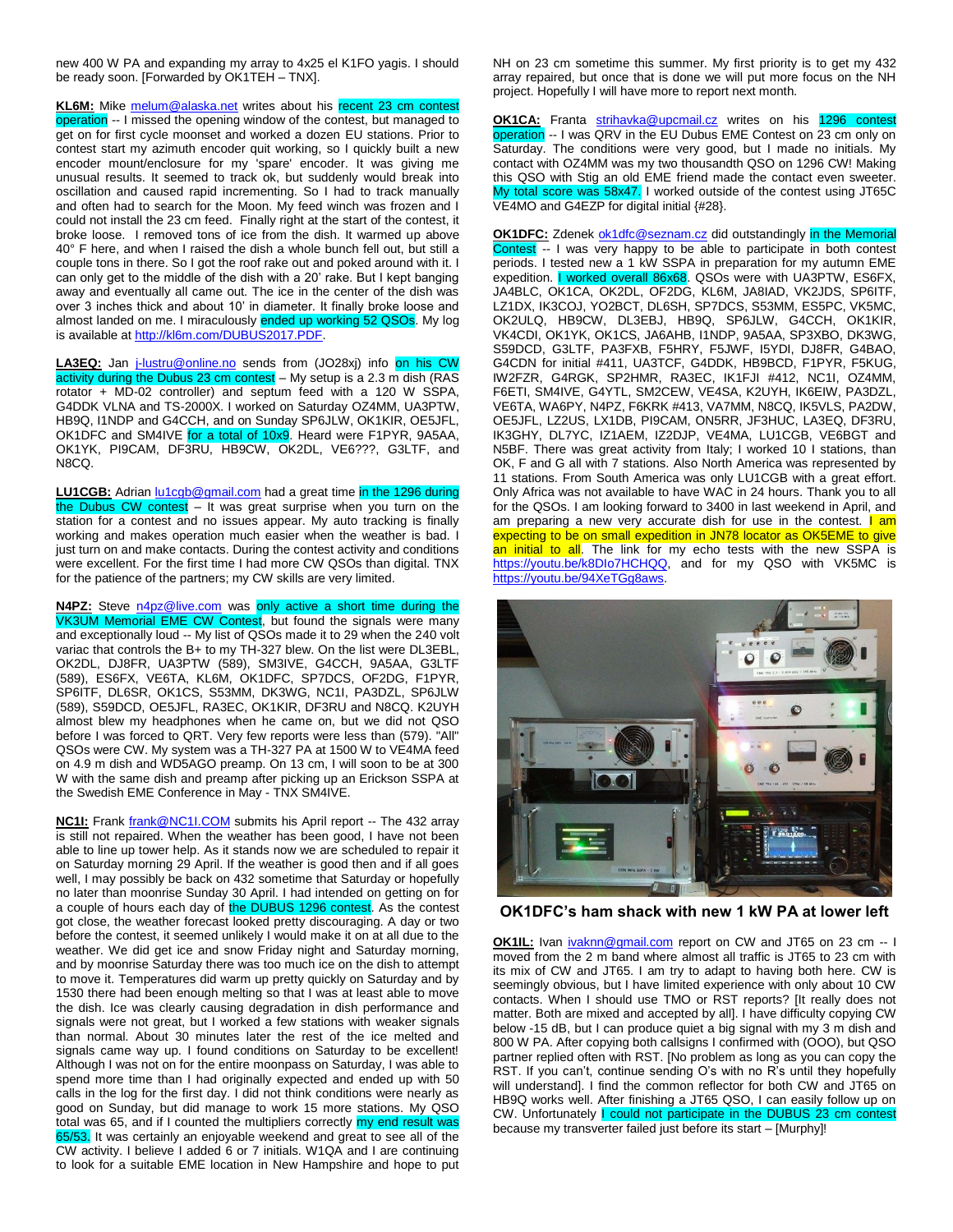new 400 W PA and expanding my array to 4x25 el K1FO yagis. I should be ready soon. [Forwarded by OK1TEH – TNX].

**KL6M:** Mike melum@alaska.net writes about his recent 23 cm contest operation -- I missed the opening window of the contest, but managed to get on for first cycle moonset and worked a dozen EU stations. Prior to contest start my azimuth encoder quit working, so I quickly built a new encoder mount/enclosure for my 'spare' encoder. It was giving me unusual results. It seemed to track ok, but suddenly would break into oscillation and caused rapid incrementing. So I had to track manually and often had to search for the Moon. My feed winch was frozen and I could not install the 23 cm feed. Finally right at the start of the contest, it broke loose. I removed tons of ice from the dish. It warmed up above 40° F here, and when I raised the dish a whole bunch fell out, but still a couple tons in there. So I got the roof rake out and poked around with it. I can only get to the middle of the dish with a 20' rake. But I kept banging away and eventually all came out. The ice in the center of the dish was over 3 inches thick and about 10' in diameter. It finally broke loose and almost landed on me. I miraculously ended up working 52 QSOs. My log is available at http://kl6m.com/DUBUS2017.PDF.

**LA3EQ:** Jan j-lustru@online.no sends from (JO28xj) info on his CW activity during the Dubus 23 cm contest – My setup is a 2.3 m dish (RAS rotator + MD-02 controller) and septum feed with a 120 W SSPA, G4DDK VLNA and TS-2000X. I worked on Saturday OZ4MM, UA3PTW, HB9Q, I1NDP and G4CCH, and on Sunday SP6JLW, OK1KIR, OE5JFL, OK1DFC and SM4IVE for a total of 10x9. Heard were F1PYR, 9A5AA, OK1YK, PI9CAM, DF3RU, HB9CW, OK2DL, VE6???, G3LTF, and N8CQ.

**LU1CGB:** Adrian lu1cgb@gmail.com had a great time in the 1296 during the Dubus CW contest – It was great surprise when you turn on the station for a contest and no issues appear. My auto tracking is finally working and makes operation much easier when the weather is bad. I just turn on and make contacts. During the contest activity and conditions were excellent. For the first time I had more CW QSOs than digital. TNX for the patience of the partners; my CW skills are very limited.

**N4PZ:** Steve n4pz@live.com was only active a short time during the VK3UM Memorial EME CW Contest, but found the signals were many and exceptionally loud -- My list of QSOs made it to 29 when the 240 volt variac that controls the B+ to my TH-327 blew. On the list were DL3EBL, OK2DL, DJ8FR, UA3PTW (589), SM3IVE, G4CCH, 9A5AA, G3LTF (589), ES6FX, VE6TA, KL6M, OK1DFC, SP7DCS, OF2DG, F1PYR, SP6ITF, DL6SR, OK1CS, S53MM, DK3WG, NC1I, PA3DZL, SP6JLW (589), S59DCD, OE5JFL, RA3EC, OK1KIR, DF3RU and N8CQ. K2UYH almost blew my headphones when he came on, but we did not QSO before I was forced to QRT. Very few reports were less than (579). "All" QSOs were CW. My system was a TH-327 PA at 1500 W to VE4MA feed on 4.9 m dish and WD5AGO preamp. On 13 cm, I will soon to be at 300 W with the same dish and preamp after picking up an Erickson SSPA at the Swedish EME Conference in May - TNX SM4IVE.

**NC1I:** Frank frank@NC1I.COM submits his April report -- The 432 array is still not repaired. When the weather has been good, I have not been able to line up tower help. As it stands now we are scheduled to repair it on Saturday morning 29 April. If the weather is good then and if all goes well, I may possibly be back on 432 sometime that Saturday or hopefully no later than moonrise Sunday 30 April. I had intended on getting on for a couple of hours each day of the DUBUS 1296 contest. As the contest got close, the weather forecast looked pretty discouraging. A day or two before the contest, it seemed unlikely I would make it on at all due to the weather. We did get ice and snow Friday night and Saturday morning, and by moonrise Saturday there was too much ice on the dish to attempt to move it. Temperatures did warm up pretty quickly on Saturday and by 1530 there had been enough melting so that I was at least able to move the dish. Ice was clearly causing degradation in dish performance and signals were not great, but I worked a few stations with weaker signals than normal. About 30 minutes later the rest of the ice melted and signals came way up. I found conditions on Saturday to be excellent! Although I was not on for the entire moonpass on Saturday, I was able to spend more time than I had originally expected and ended up with 50 calls in the log for the first day. I did not think conditions were nearly as good on Sunday, but did manage to work 15 more stations. My QSO total was 65, and if I counted the multipliers correctly my end result was 65/53. It was certainly an enjoyable weekend and great to see all of the CW activity. I believe I added 6 or 7 initials. W1QA and I are continuing to look for a suitable EME location in New Hampshire and hope to put NH on 23 cm sometime this summer. My first priority is to get my 432 array repaired, but once that is done we will put more focus on the NH project. Hopefully I will have more to report next month.

**OK1CA:** Franta strihavka@upcmail.cz writes on his 1296 contest operation -- I was QRV in the EU Dubus EME Contest on 23 cm only on Saturday. The conditions were very good, but I made no initials. My contact with OZ4MM was my two thousandth QSO on 1296 CW! Making this QSO with Stig an old EME friend made the contact even sweeter. My total score was 58x47. I worked outside of the contest using JT65C VE4MO and G4EZP for digital initial {#28}.

**OK1DFC:** Zdenek ok1dfc@seznam.cz did outstandingly in the Memorial Contest -- I was very happy to be able to participate in both contest periods. I tested new a 1 kW SSPA in preparation for my autumn EME expedition. I worked overall 86x68. QSOs were with UA3PTW, ES6FX, JA4BLC, OK1CA, OK2DL, OF2DG, KL6M, JA8IAD, VK2JDS, SP6ITF, LZ1DX, IK3COJ, YO2BCT, DL6SH, SP7DCS, S53MM, ES5PC, VK5MC, OK2ULQ, HB9CW, DL3EBJ, HB9Q, SP6JLW, G4CCH, OK1KIR, VK4CDI, OK1YK, OK1CS, JA6AHB, I1NDP, 9A5AA, SP3XBO, DK3WG, S59DCD, G3LTF, PA3FXB, F5HRY, F5JWF, I5YDI, DJ8FR, G4BAO, G4CDN for initial #411, UA3TCF, G4DDK, HB9BCD, F1PYR, F5KUG, IW2FZR, G4RGK, SP2HMR, RA3EC, IK1FJI #412, NC1I, OZ4MM, F6ETI, SM4IVE, G4YTL, SM2CEW, VE4SA, K2UYH, IK6EIW, PA3DZL, VE6TA, WA6PY, N4PZ, F6KRK #413, VA7MM, N8CQ, IK5VLS, PA2DW, OE5JFL, LZ2US, LX1DB, PI9CAM, ON5RR, JF3HUC, LA3EQ, DF3RU, IK3GHY, DL7YC, IZ1AEM, IZ2DJP, VE4MA, LU1CGB, VE6BGT and N5BF. There was great activity from Italy; I worked 10 I stations, than OK, F and G all with 7 stations. Also North America was represented by 11 stations. From South America was only LU1CGB with a great effort. Only Africa was not available to have WAC in 24 hours. Thank you to all for the QSOs. I am looking forward to 3400 in last weekend in April, and am preparing a new very accurate dish for use in the contest. I am expecting to be on small expedition in JN78 locator as OK5EME to give an initial to all. The link for my echo tests with the new SSPA is https://youtu.be/k8DIo7HCHQQ, and for my QSO with VK5MC is https://youtu.be/94XeTGg8aws.

**OK1DFC's ham shack with new 1 kW PA at lower left**

**OK1IL:** Ivan ivaknn@gmail.com report on CW and JT65 on 23 cm -- I moved from the 2 m band where almost all traffic is JT65 to 23 cm with its mix of CW and JT65. I am try to adapt to having both here. CW is seemingly obvious, but I have limited experience with only about 10 CW contacts. When I should use TMO or RST reports? [It really does not matter. Both are mixed and accepted by all]. I have difficulty copying CW below -15 dB, but I can produce quiet a big signal with my 3 m dish and 800 W PA. After copying both callsigns I confirmed with (OOO), but QSO partner replied often with RST. [No problem as long as you can copy the RST. If you can't, continue sending O's with no R's until they hopefully will understand]. I find the common reflector for both CW and JT65 on HB9Q works well. After finishing a JT65 QSO, I can easily follow up on CW. Unfortunately I could not participate in the DUBUS 23 cm contest because my transverter failed just before its start – [Murphy]!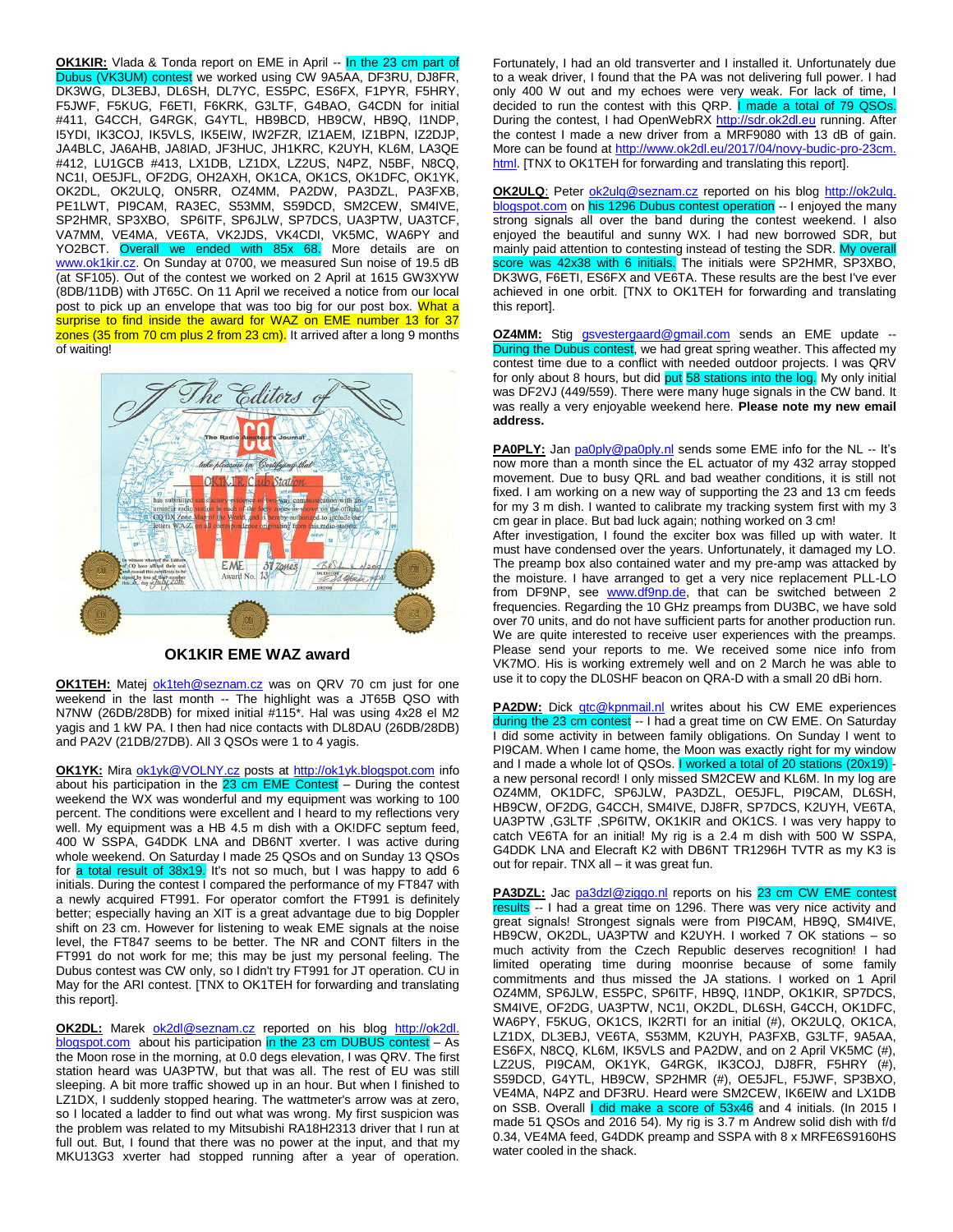**OK1KIR:** Vlada & Tonda report on EME in April -- In the 23 cm part of Dubus (VK3UM) contest we worked using CW 9A5AA, DF3RU, DJ8FR, DK3WG, DL3EBJ, DL6SH, DL7YC, ES5PC, ES6FX, F1PYR, F5HRY, F5JWF, F5KUG, F6ETI, F6KRK, G3LTF, G4BAO, G4CDN for initial #411, G4CCH, G4RGK, G4YTL, HB9BCD, HB9CW, HB9Q, I1NDP, I5YDI, IK3COJ, IK5VLS, IK5EIW, IW2FZR, IZ1AEM, IZ1BPN, IZ2DJP, JA4BLC, JA6AHB, JA8IAD, JF3HUC, JH1KRC, K2UYH, KL6M, LA3QE #412, LU1GCB #413, LX1DB, LZ1DX, LZ2US, N4PZ, N5BF, N8CQ, NC1I, OE5JFL, OF2DG, OH2AXH, OK1CA, OK1CS, OK1DFC, OK1YK, OK2DL, OK2ULQ, ON5RR, OZ4MM, PA2DW, PA3DZL, PA3FXB, PE1LWT, PI9CAM, RA3EC, S53MM, S59DCD, SM2CEW, SM4IVE, SP2HMR, SP3XBO, SP6ITF, SP6JLW, SP7DCS, UA3PTW, UA3TCF, VA7MM, VE4MA, VE6TA, VK2JDS, VK4CDI, VK5MC, WA6PY and YO2BCT. Overall we ended with 85x 68. More details are on www.ok1kir.cz. On Sunday at 0700, we measured Sun noise of 19.5 dB (at SF105). Out of the contest we worked on 2 April at 1615 GW3XYW (8DB/11DB) with JT65C. On 11 April we received a notice from our local post to pick up an envelope that was too big for our post box. What a surprise to find inside the award for WAZ on EME number 13 for 37 zones (35 from 70 cm plus 2 from 23 cm). It arrived after a long 9 months of waiting!

**OK1KIR EME WAZ award**

**OK1TEH:** Matej ok1teh@seznam.cz was on QRV 70 cm just for one weekend in the last month -- The highlight was a JT65B QSO with N7NW (26DB/28DB) for mixed initial #115*. Hal was using 4x28 el M2 yagis and 1 kW PA. I then had nice contacts with DL8DAU (26DB/28DB) and PA2V (21DB/27DB). All 3 QSOs were 1 to 4 yagis.

**OK1YK:** Mira ok1yk@VOLNY.cz posts at http://ok1yk.blogspot.com info about his participation in the 23 cm EME Contest – During the contest weekend the WX was wonderful and my equipment was working to 100 percent. The conditions were excellent and I heard to my reflections very well. My equipment was a HB 4.5 m dish with a OK!DFC septum feed, 400 W SSPA, G4DDK LNA and DB6NT xverter. I was active during whole weekend. On Saturday I made 25 QSOs and on Sunday 13 QSOs for a total result of 38x19. It's not so much, but I was happy to add 6 initials. During the contest I compared the performance of my FT847 with a newly acquired FT991. For operator comfort the FT991 is definitely better; especially having an XIT is a great advantage due to big Doppler shift on 23 cm. However for listening to weak EME signals at the noise level, the FT847 seems to be better. The NR and CONT filters in the FT991 do not work for me; this may be just my personal feeling. The Dubus contest was CW only, so I didn't try FT991 for JT operation. CU in May for the ARI contest. [TNX to OK1TEH for forwarding and translating this report].

**OK2DL:** Marek ok2dl@seznam.cz reported on his blog http://ok2dl.blogspot.com about his participation in the 23 cm DUBUS contest – As the Moon rose in the morning, at 0.0 degs elevation, I was QRV. The first station heard was UA3PTW, but that was all. The rest of EU was still sleeping. A bit more traffic showed up in an hour. But when I finished to LZ1DX, I suddenly stopped hearing. The wattmeter's arrow was at zero, so I located a ladder to find out what was wrong. My first suspicion was the problem was related to my Mitsubishi RA18H2313 driver that I run at full out. But, I found that there was no power at the input, and that my MKU13G3 xverter had stopped running after a year of operation. Fortunately, I had an old transverter and I installed it. Unfortunately due to a weak driver, I found that the PA was not delivering full power. I had only 400 W out and my echoes were very weak. For lack of time, I decided to run the contest with this QRP. I made a total of 79 QSOs. During the contest, I had OpenWebRX http://sdr.ok2dl.eu running. After the contest I made a new driver from a MRF9080 with 13 dB of gain. More can be found at http://www.ok2dl.eu/2017/04/novy-budic-pro-23cm.html. [TNX to OK1TEH for forwarding and translating this report].

**OK2ULQ**: Peter ok2ulq@seznam.cz reported on his blog http://ok2ulq.blogspot.com on his 1296 Dubus contest operation -- I enjoyed the many strong signals all over the band during the contest weekend. I also enjoyed the beautiful and sunny WX. I had new borrowed SDR, but mainly paid attention to contesting instead of testing the SDR. My overall score was 42x38 with 6 initials. The initials were SP2HMR, SP3XBO, DK3WG, F6ETI, ES6FX and VE6TA. These results are the best I've ever achieved in one orbit. [TNX to OK1TEH for forwarding and translating this report].

**OZ4MM:** Stig gsvestergaard@gmail.com sends an EME update -- During the Dubus contest, we had great spring weather. This affected my contest time due to a conflict with needed outdoor projects. I was QRV for only about 8 hours, but did put 58 stations into the log. My only initial was DF2VJ (449/559). There were many huge signals in the CW band. It was really a very enjoyable weekend here. **Please note my new email address.**

**PA0PLY:** Jan pa0ply@pa0ply.nl sends some EME info for the NL -- It's now more than a month since the EL actuator of my 432 array stopped movement. Due to busy QRL and bad weather conditions, it is still not fixed. I am working on a new way of supporting the 23 and 13 cm feeds for my 3 m dish. I wanted to calibrate my tracking system first with my 3 cm gear in place. But bad luck again; nothing worked on 3 cm!
After investigation, I found the exciter box was filled up with water. It must have condensed over the years. Unfortunately, it damaged my LO. The preamp box also contained water and my pre-amp was attacked by the moisture. I have arranged to get a very nice replacement PLL-LO from DF9NP, see www.df9np.de, that can be switched between 2 frequencies. Regarding the 10 GHz preamps from DU3BC, we have sold over 70 units, and do not have sufficient parts for another production run. We are quite interested to receive user experiences with the preamps. Please send your reports to me. We received some nice info from VK7MO. His is working extremely well and on 2 March he was able to use it to copy the DL0SHF beacon on QRA-D with a small 20 dBi horn.

**PA2DW:** Dick qtc@kpnmail.nl writes about his CW EME experiences during the 23 cm contest -- I had a great time on CW EME. On Saturday I did some activity in between family obligations. On Sunday I went to PI9CAM. When I came home, the Moon was exactly right for my window and I made a whole lot of QSOs. I worked a total of 20 stations (20x19) - a new personal record! I only missed SM2CEW and KL6M. In my log are OZ4MM, OK1DFC, SP6JLW, PA3DZL, OE5JFL, PI9CAM, DL6SH, HB9CW, OF2DG, G4CCH, SM4IVE, DJ8FR, SP7DCS, K2UYH, VE6TA, UA3PTW ,G3LTF ,SP6ITW, OK1KIR and OK1CS. I was very happy to catch VE6TA for an initial! My rig is a 2.4 m dish with 500 W SSPA, G4DDK LNA and Elecraft K2 with DB6NT TR1296H TVTR as my K3 is out for repair. TNX all – it was great fun.

**PA3DZL:** Jac pa3dzl@ziggo.nl reports on his 23 cm CW EME contest results -- I had a great time on 1296. There was very nice activity and great signals! Strongest signals were from PI9CAM, HB9Q, SM4IVE, HB9CW, OK2DL, UA3PTW and K2UYH. I worked 7 OK stations – so much activity from the Czech Republic deserves recognition! I had limited operating time during moonrise because of some family commitments and thus missed the JA stations. I worked on 1 April OZ4MM, SP6JLW, ES5PC, SP6ITF, HB9Q, I1NDP, OK1KIR, SP7DCS, SM4IVE, OF2DG, UA3PTW, NC1I, OK2DL, DL6SH, G4CCH, OK1DFC, WA6PY, F5KUG, OK1CS, IK2RTI for an initial (#), OK2ULQ, OK1CA, LZ1DX, DL3EBJ, VE6TA, S53MM, K2UYH, PA3FXB, G3LTF, 9A5AA, ES6FX, N8CQ, KL6M, IK5VLS and PA2DW, and on 2 April VK5MC (#), LZ2US, PI9CAM, OK1YK, G4RGK, IK3COJ, DJ8FR, F5HRY (#), S59DCD, G4YTL, HB9CW, SP2HMR (#), OE5JFL, F5JWF, SP3BXO, VE4MA, N4PZ and DF3RU. Heard were SM2CEW, IK6EIW and LX1DB on SSB. Overall I did make a score of 53x46 and 4 initials. (In 2015 I made 51 QSOs and 2016 54). My rig is 3.7 m Andrew solid dish with f/d 0.34, VE4MA feed, G4DDK preamp and SSPA with 8 x MRFE6S9160HS water cooled in the shack.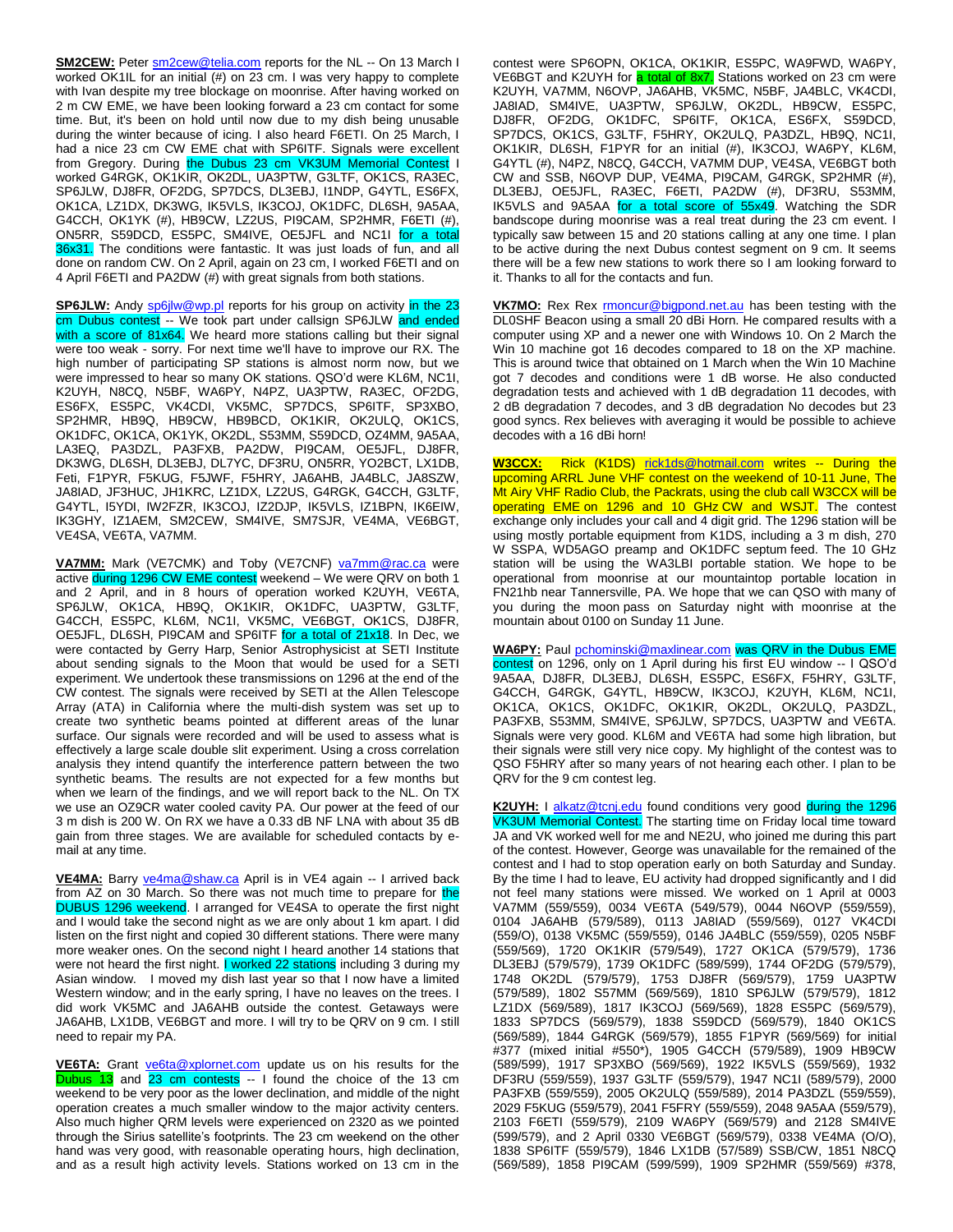**SM2CEW:** Peter sm2cew@telia.com reports for the NL -- On 13 March I worked OK1IL for an initial (#) on 23 cm. I was very happy to complete with Ivan despite my tree blockage on moonrise. After having worked on 2 m CW EME, we have been looking forward a 23 cm contact for some time. But, it's been on hold until now due to my dish being unusable during the winter because of icing. I also heard F6ETI. On 25 March, I had a nice 23 cm CW EME chat with SP6ITF. Signals were excellent from Gregory. During the Dubus 23 cm VK3UM Memorial Contest I worked G4RGK, OK1KIR, OK2DL, UA3PTW, G3LTF, OK1CS, RA3EC, SP6JLW, DJ8FR, OF2DG, SP7DCS, DL3EBJ, I1NDP, G4YTL, ES6FX, OK1CA, LZ1DX, DK3WG, IK5VLS, IK3COJ, OK1DFC, DL6SH, 9A5AA, G4CCH, OK1YK (#), HB9CW, LZ2US, PI9CAM, SP2HMR, F6ETI (#), ON5RR, S59DCD, ES5PC, SM4IVE, OE5JFL and NC1I for a total 36x31. The conditions were fantastic. It was just loads of fun, and all done on random CW. On 2 April, again on 23 cm, I worked F6ETI and on 4 April F6ETI and PA2DW (#) with great signals from both stations.

**SP6JLW:** Andy sp6jlw@wp.pl reports for his group on activity in the 23 cm Dubus contest -- We took part under callsign SP6JLW and ended with a score of 81x64. We heard more stations calling but their signal were too weak - sorry. For next time we'll have to improve our RX. The high number of participating SP stations is almost norm now, but we were impressed to hear so many OK stations. QSO'd were KL6M, NC1I, K2UYH, N8CQ, N5BF, WA6PY, N4PZ, UA3PTW, RA3EC, OF2DG, ES6FX, ES5PC, VK4CDI, VK5MC, SP7DCS, SP6ITF, SP3XBO, SP2HMR, HB9Q, HB9CW, HB9BCD, OK1KIR, OK2ULQ, OK1CS, OK1DFC, OK1CA, OK1YK, OK2DL, S53MM, S59DCD, OZ4MM, 9A5AA, LA3EQ, PA3DZL, PA3FXB, PA2DW, PI9CAM, OE5JFL, DJ8FR, DK3WG, DL6SH, DL3EBJ, DL7YC, DF3RU, ON5RR, YO2BCT, LX1DB, Feti, F1PYR, F5KUG, F5JWF, F5HRY, JA6AHB, JA4BLC, JA8SZW, JA8IAD, JF3HUC, JH1KRC, LZ1DX, LZ2US, G4RGK, G4CCH, G3LTF, G4YTL, I5YDI, IW2FZR, IK3COJ, IZ2DJP, IK5VLS, IZ1BPN, IK6EIW, IK3GHY, IZ1AEM, SM2CEW, SM4IVE, SM7SJR, VE4MA, VE6BGT, VE4SA, VE6TA, VA7MM.

**VA7MM:** Mark (VE7CMK) and Toby (VE7CNF) va7mm@rac.ca were active during 1296 CW EME contest weekend – We were QRV on both 1 and 2 April, and in 8 hours of operation worked K2UYH, VE6TA, SP6JLW, OK1CA, HB9Q, OK1KIR, OK1DFC, UA3PTW, G3LTF, G4CCH, ES5PC, KL6M, NC1I, VK5MC, VE6BGT, OK1CS, DJ8FR, OE5JFL, DL6SH, PI9CAM and SP6ITF for a total of 21x18. In Dec, we were contacted by Gerry Harp, Senior Astrophysicist at SETI Institute about sending signals to the Moon that would be used for a SETI experiment. We undertook these transmissions on 1296 at the end of the CW contest. The signals were received by SETI at the Allen Telescope Array (ATA) in California where the multi-dish system was set up to create two synthetic beams pointed at different areas of the lunar surface. Our signals were recorded and will be used to assess what is effectively a large scale double slit experiment. Using a cross correlation analysis they intend quantify the interference pattern between the two synthetic beams. The results are not expected for a few months but when we learn of the findings, and we will report back to the NL. On TX we use an OZ9CR water cooled cavity PA. Our power at the feed of our 3 m dish is 200 W. On RX we have a 0.33 dB NF LNA with about 35 dB gain from three stages. We are available for scheduled contacts by e-mail at any time.

**VE4MA:** Barry ve4ma@shaw.ca April is in VE4 again -- I arrived back from AZ on 30 March. So there was not much time to prepare for the DUBUS 1296 weekend. I arranged for VE4SA to operate the first night and I would take the second night as we are only about 1 km apart. I did listen on the first night and copied 30 different stations. There were many more weaker ones. On the second night I heard another 14 stations that were not heard the first night. I worked 22 stations including 3 during my Asian window. I moved my dish last year so that I now have a limited Western window; and in the early spring, I have no leaves on the trees. I did work VK5MC and JA6AHB outside the contest. Getaways were JA6AHB, LX1DB, VE6BGT and more. I will try to be QRV on 9 cm. I still need to repair my PA.

**VE6TA:** Grant ve6ta@xplornet.com update us on his results for the Dubus 13 and 23 cm contests -- I found the choice of the 13 cm weekend to be very poor as the lower declination, and middle of the night operation creates a much smaller window to the major activity centers. Also much higher QRM levels were experienced on 2320 as we pointed through the Sirius satellite's footprints. The 23 cm weekend on the other hand was very good, with reasonable operating hours, high declination, and as a result high activity levels. Stations worked on 13 cm in the contest were SP6OPN, OK1CA, OK1KIR, ES5PC, WA9FWD, WA6PY, VE6BGT and K2UYH for a total of 8x7. Stations worked on 23 cm were K2UYH, VA7MM, N6OVP, JA6AHB, VK5MC, N5BF, JA4BLC, VK4CDI, JA8IAD, SM4IVE, UA3PTW, SP6JLW, OK2DL, HB9CW, ES5PC, DJ8FR, OF2DG, OK1DFC, SP6ITF, OK1CA, ES6FX, S59DCD, SP7DCS, OK1CS, G3LTF, F5HRY, OK2ULQ, PA3DZL, HB9Q, NC1I, OK1KIR, DL6SH, F1PYR for an initial (#), IK3COJ, WA6PY, KL6M, G4YTL (#), N4PZ, N8CQ, G4CCH, VA7MM DUP, VE4SA, VE6BGT both CW and SSB, N6OVP DUP, VE4MA, PI9CAM, G4RGK, SP2HMR (#), DL3EBJ, OE5JFL, RA3EC, F6ETI, PA2DW (#), DF3RU, S53MM, IK5VLS and 9A5AA for a total score of 55x49. Watching the SDR bandscope during moonrise was a real treat during the 23 cm event. I typically saw between 15 and 20 stations calling at any one time. I plan to be active during the next Dubus contest segment on 9 cm. It seems there will be a few new stations to work there so I am looking forward to it. Thanks to all for the contacts and fun.

**VK7MO:** Rex Rex rmoncur@bigpond.net.au has been testing with the DL0SHF Beacon using a small 20 dBi Horn. He compared results with a computer using XP and a newer one with Windows 10. On 2 March the Win 10 machine got 16 decodes compared to 18 on the XP machine. This is around twice that obtained on 1 March when the Win 10 Machine got 7 decodes and conditions were 1 dB worse. He also conducted degradation tests and achieved with 1 dB degradation 11 decodes, with 2 dB degradation 7 decodes, and 3 dB degradation No decodes but 23 good syncs. Rex believes with averaging it would be possible to achieve decodes with a 16 dBi horn!

**W3CCX:** Rick (K1DS) rick1ds@hotmail.com writes -- During the upcoming ARRL June VHF contest on the weekend of 10-11 June, The Mt Airy VHF Radio Club, the Packrats, using the club call W3CCX will be operating EME on 1296 and 10 GHz CW and WSJT. The contest exchange only includes your call and 4 digit grid. The 1296 station will be using mostly portable equipment from K1DS, including a 3 m dish, 270 W SSPA, WD5AGO preamp and OK1DFC septum feed. The 10 GHz station will be using the WA3LBI portable station. We hope to be operational from moonrise at our mountaintop portable location in FN21hb near Tannersville, PA. We hope that we can QSO with many of you during the moon pass on Saturday night with moonrise at the mountain about 0100 on Sunday 11 June.

**WA6PY:** Paul pchominski@maxlinear.com was QRV in the Dubus EME contest on 1296, only on 1 April during his first EU window -- I QSO'd 9A5AA, DJ8FR, DL3EBJ, DL6SH, ES5PC, ES6FX, F5HRY, G3LTF, G4CCH, G4RGK, G4YTL, HB9CW, IK3COJ, K2UYH, KL6M, NC1I, OK1CA, OK1CS, OK1DFC, OK1KIR, OK2DL, OK2ULQ, PA3DZL, PA3FXB, S53MM, SM4IVE, SP6JLW, SP7DCS, UA3PTW and VE6TA. Signals were very good. KL6M and VE6TA had some high libration, but their signals were still very nice copy. My highlight of the contest was to QSO F5HRY after so many years of not hearing each other. I plan to be QRV for the 9 cm contest leg.

**K2UYH:** I alkatz@tcnj.edu found conditions very good during the 1296 VK3UM Memorial Contest. The starting time on Friday local time toward JA and VK worked well for me and NE2U, who joined me during this part of the contest. However, George was unavailable for the remained of the contest and I had to stop operation early on both Saturday and Sunday. By the time I had to leave, EU activity had dropped significantly and I did not feel many stations were missed. We worked on 1 April at 0003 VA7MM (559/559), 0034 VE6TA (549/579), 0044 N6OVP (559/559), 0104 JA6AHB (579/589), 0113 JA8IAD (559/569), 0127 VK4CDI (559/O), 0138 VK5MC (559/559), 0146 JA4BLC (559/559), 0205 N5BF (559/569), 1720 OK1KIR (559/579), 1727 OK1CA (579/579), 1736 DL3EBJ (579/579), 1739 OK1DFC (589/599), 1744 OF2DG (579/579), 1748 OK2DL (579/579), 1753 DJ8FR (569/579), 1759 UA3PTW (579/589), 1802 S57MM (569/579), 1810 SP6JLW (579/579), 1812 LZ1DX (569/589), 1817 IK3COJ (569/569), 1828 ES5PC (569/579), 1833 SP7DCS (569/579), 1838 S59DCD (569/579), 1840 OK1CS (569/589), 1844 G4RGK (569/579), 1855 F1PYR (569/569) for initial #377 (mixed initial #550*), 1905 G4CCH (579/589), 1909 HB9CW (589/599), 1917 SP3XBO (569/569), 1922 IK5VLS (559/569), 1932 DF3RU (559/559), 1937 G3LTF (559/579), 1947 NC1I (589/579), 2000 PA3FXB (559/559), 2005 OK2ULQ (559/589), 2014 PA3DZL (559/559), 2029 F5KUG (559/579), 2041 F5FRY (559/559), 2048 9A5AA (559/579), 2103 F6ETI (559/579), 2109 WA6PY (569/579) and 2128 SM4IVE (599/579), and 2 April 0330 VE6BGT (569/579), 0338 VE4MA (O/O), 1838 SP6ITF (559/579), 1846 LX1DB (57/589) SSB/CW, 1851 N8CQ (569/589), 1858 PI9CAM (599/599), 1909 SP2HMR (559/569) #378,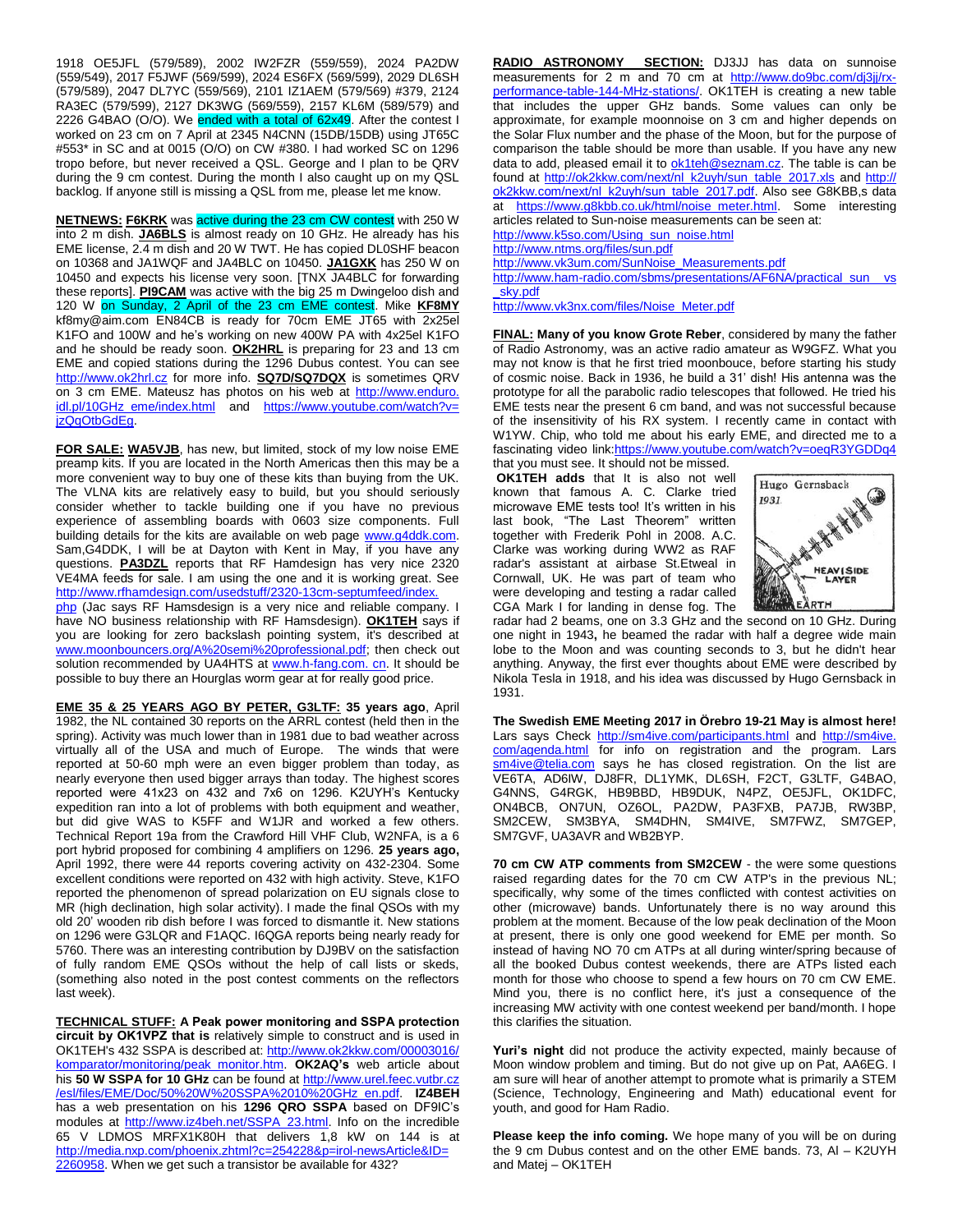1918 OE5JFL (579/589), 2002 IW2FZR (559/559), 2024 PA2DW (559/549), 2017 F5JWF (569/599), 2024 ES6FX (569/599), 2029 DL6SH (579/589), 2047 DL7YC (559/569), 2101 IZ1AEM (579/569) #379, 2124 RA3EC (579/599), 2127 DK3WG (569/559), 2157 KL6M (589/579) and 2226 G4BAO (O/O). We ended with a total of 62x49. After the contest I worked on 23 cm on 7 April at 2345 N4CNN (15DB/15DB) using JT65C #553* in SC and at 0015 (O/O) on CW #380. I had worked SC on 1296 tropo before, but never received a QSL. George and I plan to be QRV during the 9 cm contest. During the month I also caught up on my QSL backlog. If anyone still is missing a QSL from me, please let me know.

**NETNEWS:** **F6KRK** was active during the 23 cm CW contest with 250 W into 2 m dish. **JA6BLS** is almost ready on 10 GHz. He already has his EME license, 2.4 m dish and 20 W TWT. He has copied DL0SHF beacon on 10368 and JA1WQF and JA4BLC on 10450. **JA1GXK** has 250 W on 10450 and expects his license very soon. [TNX JA4BLC for forwarding these reports]. **PI9CAM** was active with the big 25 m Dwingeloo dish and 120 W on Sunday, 2 April of the 23 cm EME contest. Mike **KF8MY** kf8my@aim.com EN84CB is ready for 70cm EME JT65 with 2x25el K1FO and 100W and he's working on new 400W PA with 4x25el K1FO and he should be ready soon. **OK2HRL** is preparing for 23 and 13 cm EME and copied stations during the 1296 Dubus contest. You can see http://www.ok2hrl.cz for more info. **SQ7D/SQ7DQX** is sometimes QRV on 3 cm EME. Mateusz has photos on his web at http://www.enduro.idl.pl/10GHz_eme/index.html and https://www.youtube.com/watch?v=jzQqOtbGdEg.

**FOR SALE:** **WA5VJB**, has new, but limited, stock of my low noise EME preamp kits. If you are located in the North Americas then this may be a more convenient way to buy one of these kits than buying from the UK. The VLNA kits are relatively easy to build, but you should seriously consider whether to tackle building one if you have no previous experience of assembling boards with 0603 size components. Full building details for the kits are available on web page www.g4ddk.com. Sam,G4DDK, I will be at Dayton with Kent in May, if you have any questions. **PA3DZL** reports that RF Hamdesign has very nice 2320 VE4MA feeds for sale. I am using the one and it is working great. See http://www.rfhamdesign.com/usedstuff/2320-13cm-septumfeed/index.php (Jac says RF Hamsdesign is a very nice and reliable company. I have NO business relationship with RF Hamsdesign). **OK1TEH** says if you are looking for zero backslash pointing system, it's described at www.moonbouncers.org/A%20semi%20professional.pdf; then check out solution recommended by UA4HTS at www.h-fang.com.cn. It should be possible to buy there an Hourglas worm gear at for really good price.

**EME 35 & 25 YEARS AGO BY PETER, G3LTF: 35 years ago**, April 1982, the NL contained 30 reports on the ARRL contest (held then in the spring). Activity was much lower than in 1981 due to bad weather across virtually all of the USA and much of Europe. The winds that were reported at 50-60 mph were an even bigger problem than today, as nearly everyone then used bigger arrays than today. The highest scores reported were 41x23 on 432 and 7x6 on 1296. K2UYH's Kentucky expedition ran into a lot of problems with both equipment and weather, but did give WAS to K5FF and W1JR and worked a few others. Technical Report 19a from the Crawford Hill VHF Club, W2NFA, is a 6 port hybrid proposed for combining 4 amplifiers on 1296. **25 years ago,** April 1992, there were 44 reports covering activity on 432-2304. Some excellent conditions were reported on 432 with high activity. Steve, K1FO reported the phenomenon of spread polarization on EU signals close to MR (high declination, high solar activity). I made the final QSOs with my old 20' wooden rib dish before I was forced to dismantle it. New stations on 1296 were G3LQR and F1AQC. I6QGA reports being nearly ready for 5760. There was an interesting contribution by DJ9BV on the satisfaction of fully random EME QSOs without the help of call lists or skeds, (something also noted in the post contest comments on the reflectors last week).

**TECHNICAL STUFF: A Peak power monitoring and SSPA protection circuit by OK1VPZ that is** relatively simple to construct and is used in OK1TEH's 432 SSPA is described at: http://www.ok2kkw.com/00003016/komparator/monitoring/peak_monitor.htm. **OK2AQ's** web article about his **50 W SSPA for 10 GHz** can be found at http://www.urel.feec.vutbr.cz/esl/files/EME/Doc/50%20W%20SSPA%2010%20GHz_en.pdf. **IZ4BEH** has a web presentation on his **1296 QRO SSPA** based on DF9IC's modules at http://www.iz4beh.net/SSPA_23.html. Info on the incredible 65 V LDMOS MRFX1K80H that delivers 1,8 kW on 144 is at http://media.nxp.com/phoenix.zhtml?c=254228&p=irol-newsArticle&ID=2260958. When we get such a transistor be available for 432?

**RADIO ASTRONOMY SECTION:** DJ3JJ has data on sunnoise measurements for 2 m and 70 cm at http://www.do9bc.com/dj3jj/rx-performance-table-144-MHz-stations/. OK1TEH is creating a new table that includes the upper GHz bands. Some values can only be approximate, for example moonnoise on 3 cm and higher depends on the Solar Flux number and the phase of the Moon, but for the purpose of comparison the table should be more than usable. If you have any new data to add, please email it to ok1teh@seznam.cz. The table is can be found at http://ok2kkw.com/next/nl_k2uyh/sun_table_2017.xls and http://ok2kkw.com/next/nl_k2uyh/sun_table_2017.pdf. Also see G8KBB,s data at https://www.g8kbb.co.uk/html/noise_meter.html. Some interesting articles related to Sun-noise measurements can be seen at:

http://www.k5so.com/Using_sun_noise.html
http://www.ntms.org/files/sun.pdf
http://www.vk3um.com/SunNoise_Measurements.pdf
http://www.ham-radio.com/sbms/presentations/AF6NA/practical_sun__vs_sky.pdf
http://www.vk3nx.com/files/Noise_Meter.pdf

**FINAL: Many of you know Grote Reber**, considered by many the father of Radio Astronomy, was an active radio amateur as W9GFZ. What you may not know is that he first tried moonbouce, before starting his study of cosmic noise. Back in 1936, he build a 31' dish! His antenna was the prototype for all the parabolic radio telescopes that followed. He tried his EME tests near the present 6 cm band, and was not successful because of the insensitivity of his RX system. I recently came in contact with W1YW. Chip, who told me about his early EME, and directed me to a fascinating video link:https://www.youtube.com/watch?v=oeqR3YGDDq4 that you must see. It should not be missed.

**OK1TEH adds** that It is also not well known that famous A. C. Clarke tried microwave EME tests too! It's written in his last book, "The Last Theorem" written together with Frederik Pohl in 2008. A.C. Clarke was working during WW2 as RAF radar's assistant at airbase St.Etweal in Cornwall, UK. He was part of team who were developing and testing a radar called CGA Mark I for landing in dense fog. The radar had 2 beams, one on 3.3 GHz and the second on 10 GHz. During one night in 1943**,** he beamed the radar with half a degree wide main lobe to the Moon and was counting seconds to 3, but he didn't hear anything. Anyway, the first ever thoughts about EME were described by Nikola Tesla in 1918, and his idea was discussed by Hugo Gernsback in 1931.

Hugo Gernsback
1931
HEAVISIDE LAYER
EARTH

**The Swedish EME Meeting 2017 in Örebro 19-21 May is almost here!** Lars says Check http://sm4ive.com/participants.html and http://sm4ive.com/agenda.html for info on registration and the program. Lars sm4ive@telia.com says he has closed registration. On the list are VE6TA, AD6IW, DJ8FR, DL1YMK, DL6SH, F2CT, G3LTF, G4BAO, G4NNS, G4RGK, HB9BBD, HB9DUK, N4PZ, OE5JFL, OK1DFC, ON4BCB, ON7UN, OZ6OL, PA2DW, PA3FXB, PA7JB, RW3BP, SM2CEW, SM3BYA, SM4DHN, SM4IVE, SM7FWZ, SM7GEP, SM7GVF, UA3AVR and WB2BYP.

**70 cm CW ATP comments from SM2CEW** - the were some questions raised regarding dates for the 70 cm CW ATP's in the previous NL; specifically, why some of the times conflicted with contest activities on other (microwave) bands. Unfortunately there is no way around this problem at the moment. Because of the low peak declination of the Moon at present, there is only one good weekend for EME per month. So instead of having NO 70 cm ATPs at all during winter/spring because of all the booked Dubus contest weekends, there are ATPs listed each month for those who choose to spend a few hours on 70 cm CW EME. Mind you, there is no conflict here, it's just a consequence of the increasing MW activity with one contest weekend per band/month. I hope this clarifies the situation.

**Yuri's night** did not produce the activity expected, mainly because of Moon window problem and timing. But do not give up on Pat, AA6EG. I am sure will hear of another attempt to promote what is primarily a STEM (Science, Technology, Engineering and Math) educational event for youth, and good for Ham Radio.

**Please keep the info coming.** We hope many of you will be on during the 9 cm Dubus contest and on the other EME bands. 73, Al – K2UYH and Matej – OK1TEH